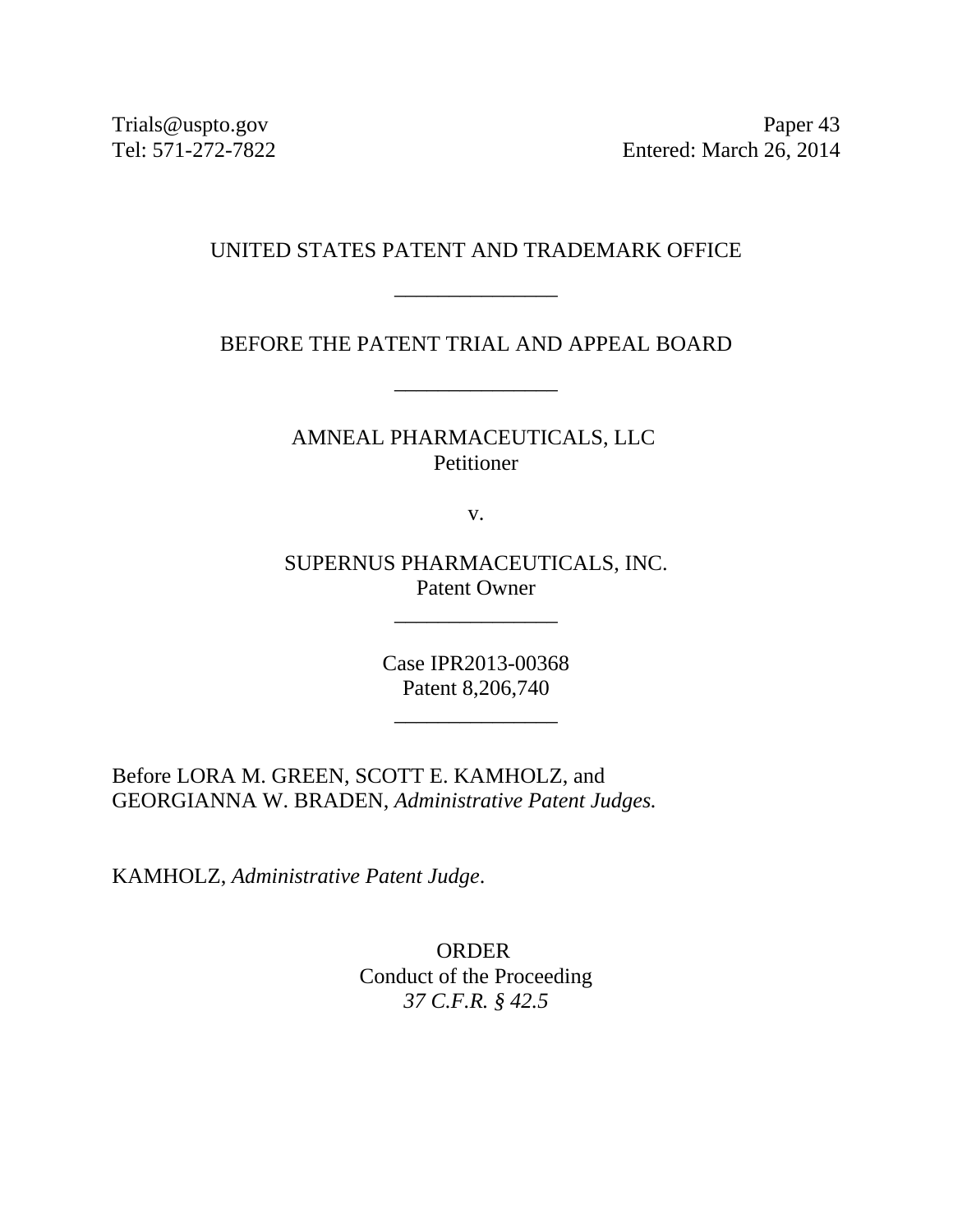Trials@uspto.gov
Tel: 571-272-7822

Paper 43
Entered: March 26, 2014

UNITED STATES PATENT AND TRADEMARK OFFICE

\_\_\_\_\_\_\_\_\_\_\_\_\_\_\_

BEFORE THE PATENT TRIAL AND APPEAL BOARD

\_\_\_\_\_\_\_\_\_\_\_\_\_\_\_

AMNEAL PHARMACEUTICALS, LLC
Petitioner

v.

SUPERNUS PHARMACEUTICALS, INC.
Patent Owner

\_\_\_\_\_\_\_\_\_\_\_\_\_\_\_

Case IPR2013-00368
Patent 8,206,740

\_\_\_\_\_\_\_\_\_\_\_\_\_\_\_

Before LORA M. GREEN, SCOTT E. KAMHOLZ, and GEORGIANNA W. BRADEN, *Administrative Patent Judges.*

KAMHOLZ, *Administrative Patent Judge*.

ORDER
Conduct of the Proceeding
*37 C.F.R. § 42.5*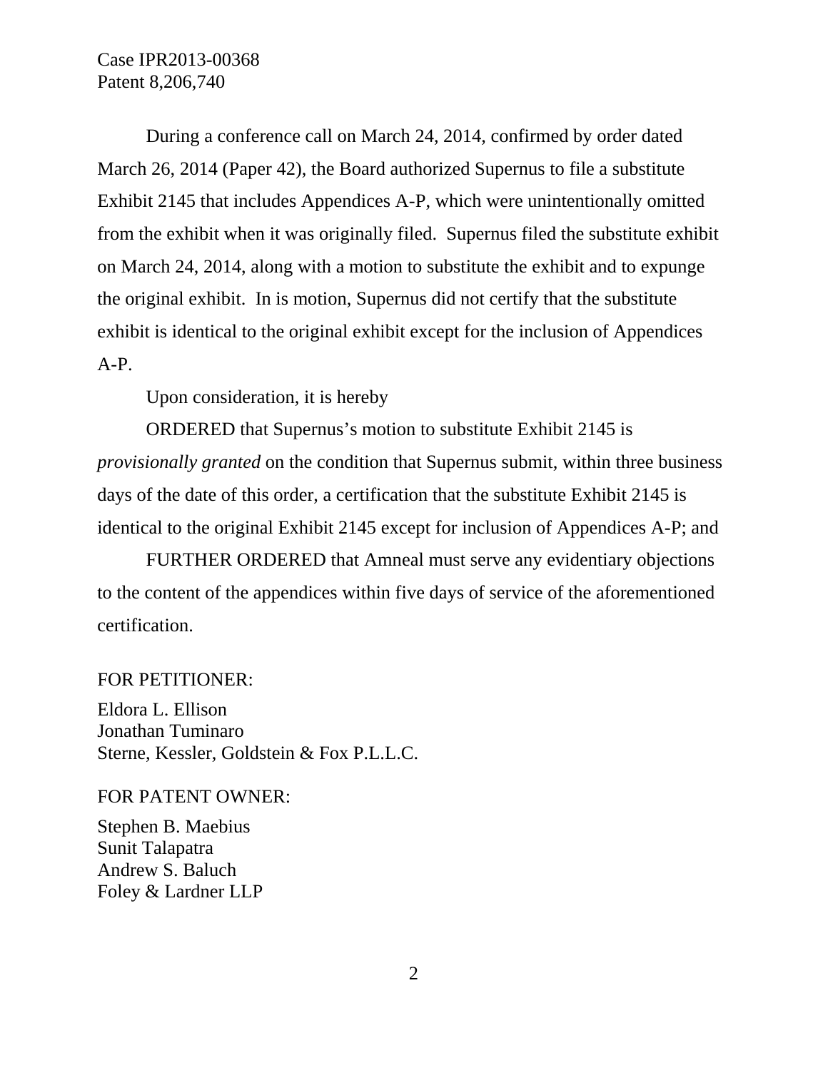During a conference call on March 24, 2014, confirmed by order dated March 26, 2014 (Paper 42), the Board authorized Supernus to file a substitute Exhibit 2145 that includes Appendices A-P, which were unintentionally omitted from the exhibit when it was originally filed. Supernus filed the substitute exhibit on March 24, 2014, along with a motion to substitute the exhibit and to expunge the original exhibit. In is motion, Supernus did not certify that the substitute exhibit is identical to the original exhibit except for the inclusion of Appendices A-P.

Upon consideration, it is hereby

ORDERED that Supernus's motion to substitute Exhibit 2145 is *provisionally granted* on the condition that Supernus submit, within three business days of the date of this order, a certification that the substitute Exhibit 2145 is identical to the original Exhibit 2145 except for inclusion of Appendices A-P; and

FURTHER ORDERED that Amneal must serve any evidentiary objections to the content of the appendices within five days of service of the aforementioned certification.

FOR PETITIONER:

Eldora L. Ellison
Jonathan Tuminaro
Sterne, Kessler, Goldstein & Fox P.L.L.C.

FOR PATENT OWNER:

Stephen B. Maebius
Sunit Talapatra
Andrew S. Baluch
Foley & Lardner LLP